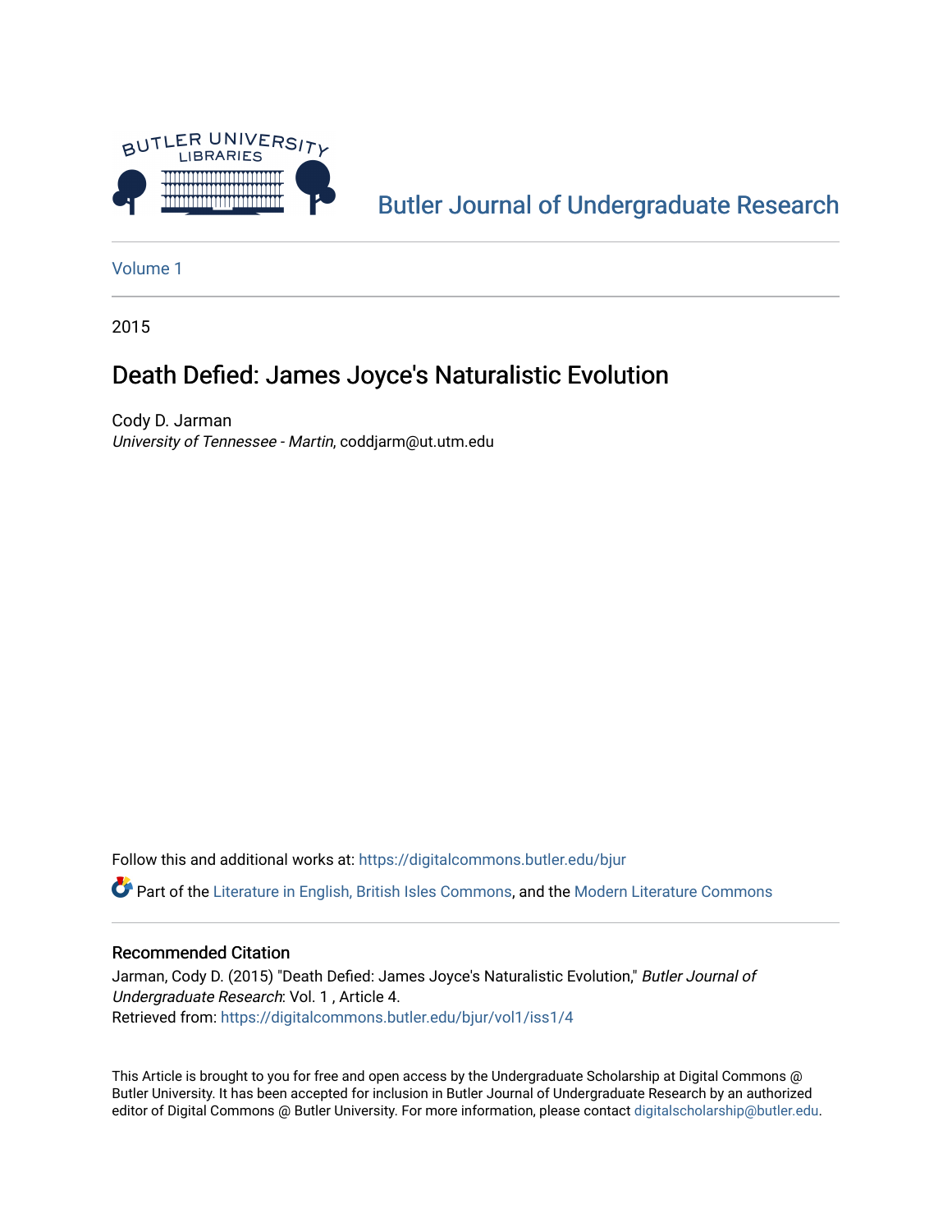Butler Journal of Undergraduate Research

Volume 1

2015

# Death Defied: James Joyce's Naturalistic Evolution

Cody D. Jarman
*University of Tennessee - Martin*, coddjarm@ut.utm.edu

Follow this and additional works at: https://digitalcommons.butler.edu/bjur

Part of the Literature in English, British Isles Commons, and the Modern Literature Commons

## Recommended Citation

Jarman, Cody D. (2015) "Death Defied: James Joyce's Naturalistic Evolution," *Butler Journal of Undergraduate Research*: Vol. 1 , Article 4.
Retrieved from: https://digitalcommons.butler.edu/bjur/vol1/iss1/4

This Article is brought to you for free and open access by the Undergraduate Scholarship at Digital Commons @ Butler University. It has been accepted for inclusion in Butler Journal of Undergraduate Research by an authorized editor of Digital Commons @ Butler University. For more information, please contact digitalscholarship@butler.edu.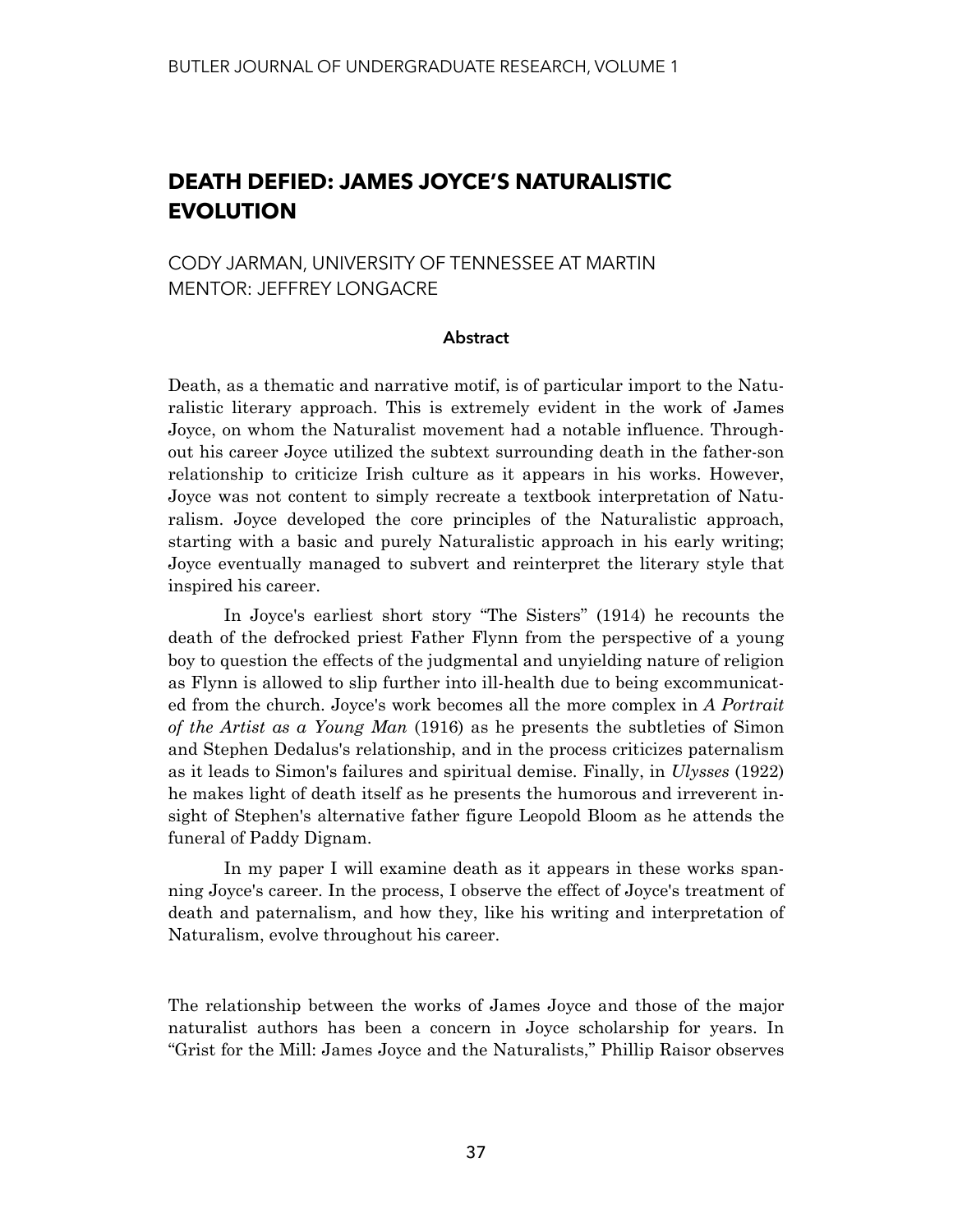# DEATH DEFIED: JAMES JOYCE'S NATURALISTIC EVOLUTION

CODY JARMAN, UNIVERSITY OF TENNESSEE AT MARTIN
MENTOR: JEFFREY LONGACRE

**Abstract**

Death, as a thematic and narrative motif, is of particular import to the Naturalistic literary approach. This is extremely evident in the work of James Joyce, on whom the Naturalist movement had a notable influence. Throughout his career Joyce utilized the subtext surrounding death in the father-son relationship to criticize Irish culture as it appears in his works. However, Joyce was not content to simply recreate a textbook interpretation of Naturalism. Joyce developed the core principles of the Naturalistic approach, starting with a basic and purely Naturalistic approach in his early writing; Joyce eventually managed to subvert and reinterpret the literary style that inspired his career.

In Joyce's earliest short story "The Sisters" (1914) he recounts the death of the defrocked priest Father Flynn from the perspective of a young boy to question the effects of the judgmental and unyielding nature of religion as Flynn is allowed to slip further into ill-health due to being excommunicated from the church. Joyce's work becomes all the more complex in *A Portrait of the Artist as a Young Man* (1916) as he presents the subtleties of Simon and Stephen Dedalus's relationship, and in the process criticizes paternalism as it leads to Simon's failures and spiritual demise. Finally, in *Ulysses* (1922) he makes light of death itself as he presents the humorous and irreverent insight of Stephen's alternative father figure Leopold Bloom as he attends the funeral of Paddy Dignam.

In my paper I will examine death as it appears in these works spanning Joyce's career. In the process, I observe the effect of Joyce's treatment of death and paternalism, and how they, like his writing and interpretation of Naturalism, evolve throughout his career.

The relationship between the works of James Joyce and those of the major naturalist authors has been a concern in Joyce scholarship for years. In "Grist for the Mill: James Joyce and the Naturalists," Phillip Raisor observes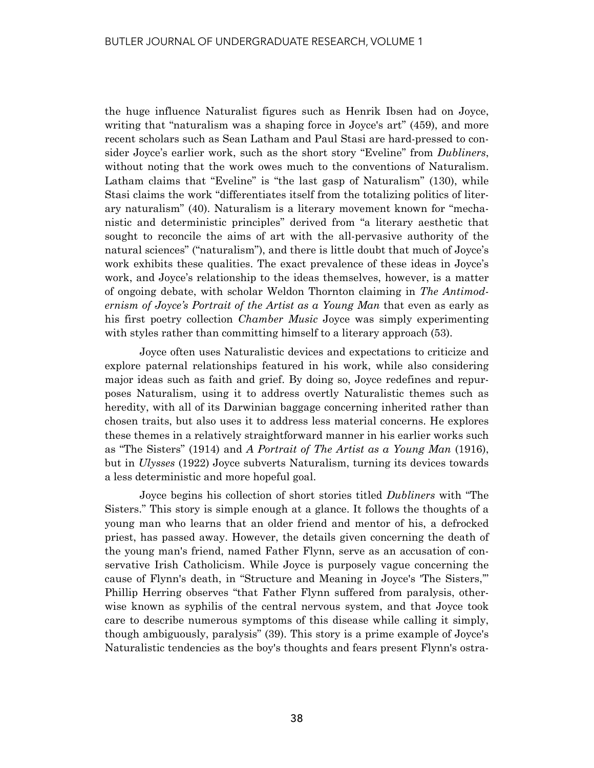the huge influence Naturalist figures such as Henrik Ibsen had on Joyce, writing that "naturalism was a shaping force in Joyce's art" (459), and more recent scholars such as Sean Latham and Paul Stasi are hard-pressed to consider Joyce's earlier work, such as the short story "Eveline" from *Dubliners*, without noting that the work owes much to the conventions of Naturalism. Latham claims that "Eveline" is "the last gasp of Naturalism" (130), while Stasi claims the work "differentiates itself from the totalizing politics of literary naturalism" (40). Naturalism is a literary movement known for "mechanistic and deterministic principles" derived from "a literary aesthetic that sought to reconcile the aims of art with the all-pervasive authority of the natural sciences" ("naturalism"), and there is little doubt that much of Joyce's work exhibits these qualities. The exact prevalence of these ideas in Joyce's work, and Joyce's relationship to the ideas themselves, however, is a matter of ongoing debate, with scholar Weldon Thornton claiming in *The Antimodernism of Joyce's Portrait of the Artist as a Young Man* that even as early as his first poetry collection *Chamber Music* Joyce was simply experimenting with styles rather than committing himself to a literary approach (53).

Joyce often uses Naturalistic devices and expectations to criticize and explore paternal relationships featured in his work, while also considering major ideas such as faith and grief. By doing so, Joyce redefines and repurposes Naturalism, using it to address overtly Naturalistic themes such as heredity, with all of its Darwinian baggage concerning inherited rather than chosen traits, but also uses it to address less material concerns. He explores these themes in a relatively straightforward manner in his earlier works such as "The Sisters" (1914) and *A Portrait of The Artist as a Young Man* (1916), but in *Ulysses* (1922) Joyce subverts Naturalism, turning its devices towards a less deterministic and more hopeful goal.

Joyce begins his collection of short stories titled *Dubliners* with "The Sisters." This story is simple enough at a glance. It follows the thoughts of a young man who learns that an older friend and mentor of his, a defrocked priest, has passed away. However, the details given concerning the death of the young man's friend, named Father Flynn, serve as an accusation of conservative Irish Catholicism. While Joyce is purposely vague concerning the cause of Flynn's death, in "Structure and Meaning in Joyce's 'The Sisters,'" Phillip Herring observes "that Father Flynn suffered from paralysis, otherwise known as syphilis of the central nervous system, and that Joyce took care to describe numerous symptoms of this disease while calling it simply, though ambiguously, paralysis" (39). This story is a prime example of Joyce's Naturalistic tendencies as the boy's thoughts and fears present Flynn's ostra-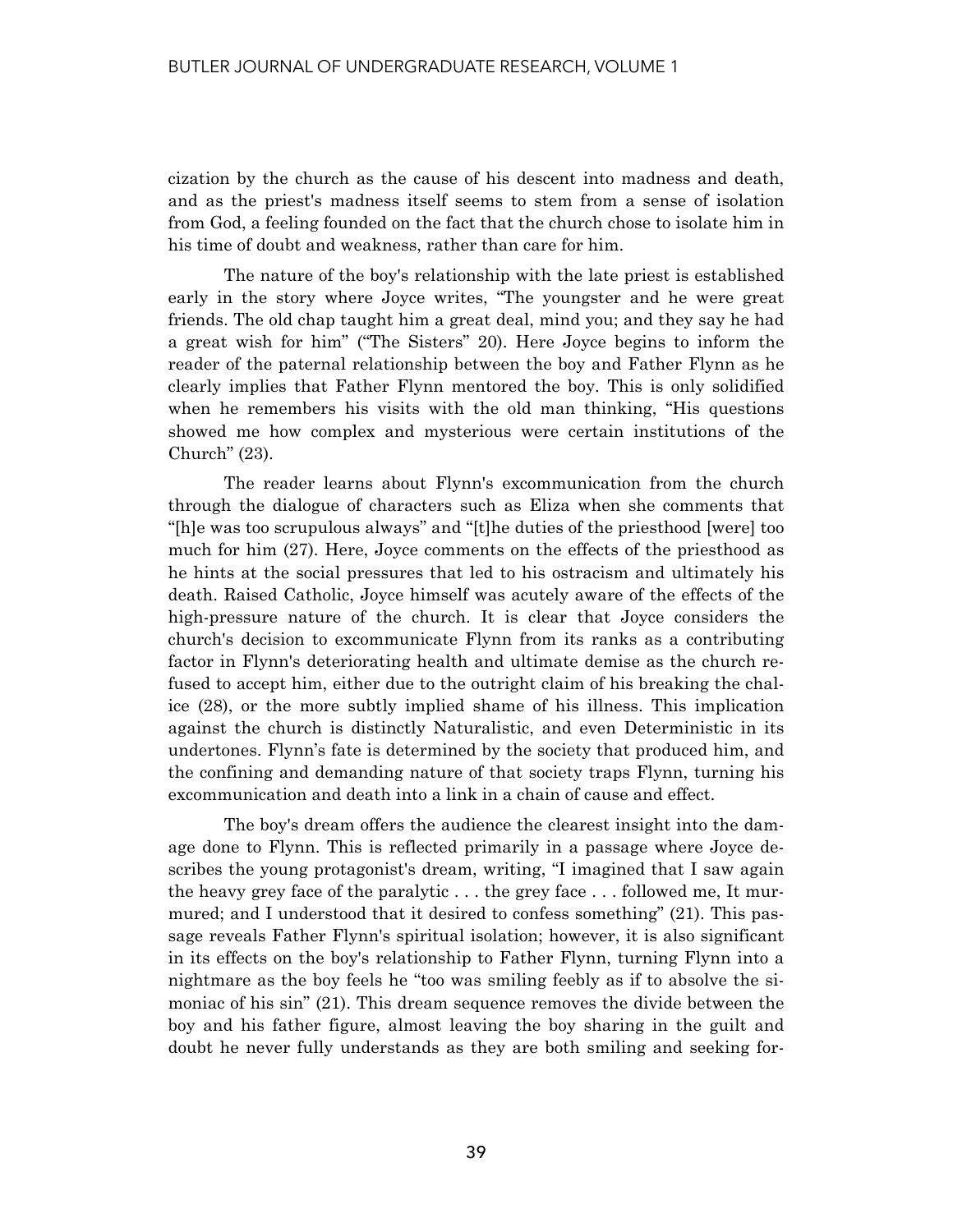cization by the church as the cause of his descent into madness and death, and as the priest's madness itself seems to stem from a sense of isolation from God, a feeling founded on the fact that the church chose to isolate him in his time of doubt and weakness, rather than care for him.

The nature of the boy's relationship with the late priest is established early in the story where Joyce writes, "The youngster and he were great friends. The old chap taught him a great deal, mind you; and they say he had a great wish for him" ("The Sisters" 20). Here Joyce begins to inform the reader of the paternal relationship between the boy and Father Flynn as he clearly implies that Father Flynn mentored the boy. This is only solidified when he remembers his visits with the old man thinking, "His questions showed me how complex and mysterious were certain institutions of the Church" (23).

The reader learns about Flynn's excommunication from the church through the dialogue of characters such as Eliza when she comments that "[h]e was too scrupulous always" and "[t]he duties of the priesthood [were] too much for him (27). Here, Joyce comments on the effects of the priesthood as he hints at the social pressures that led to his ostracism and ultimately his death. Raised Catholic, Joyce himself was acutely aware of the effects of the high-pressure nature of the church. It is clear that Joyce considers the church's decision to excommunicate Flynn from its ranks as a contributing factor in Flynn's deteriorating health and ultimate demise as the church refused to accept him, either due to the outright claim of his breaking the chalice (28), or the more subtly implied shame of his illness. This implication against the church is distinctly Naturalistic, and even Deterministic in its undertones. Flynn's fate is determined by the society that produced him, and the confining and demanding nature of that society traps Flynn, turning his excommunication and death into a link in a chain of cause and effect.

The boy's dream offers the audience the clearest insight into the damage done to Flynn. This is reflected primarily in a passage where Joyce describes the young protagonist's dream, writing, "I imagined that I saw again the heavy grey face of the paralytic . . . the grey face . . . followed me, It murmured; and I understood that it desired to confess something" (21). This passage reveals Father Flynn's spiritual isolation; however, it is also significant in its effects on the boy's relationship to Father Flynn, turning Flynn into a nightmare as the boy feels he "too was smiling feebly as if to absolve the simoniac of his sin" (21). This dream sequence removes the divide between the boy and his father figure, almost leaving the boy sharing in the guilt and doubt he never fully understands as they are both smiling and seeking for-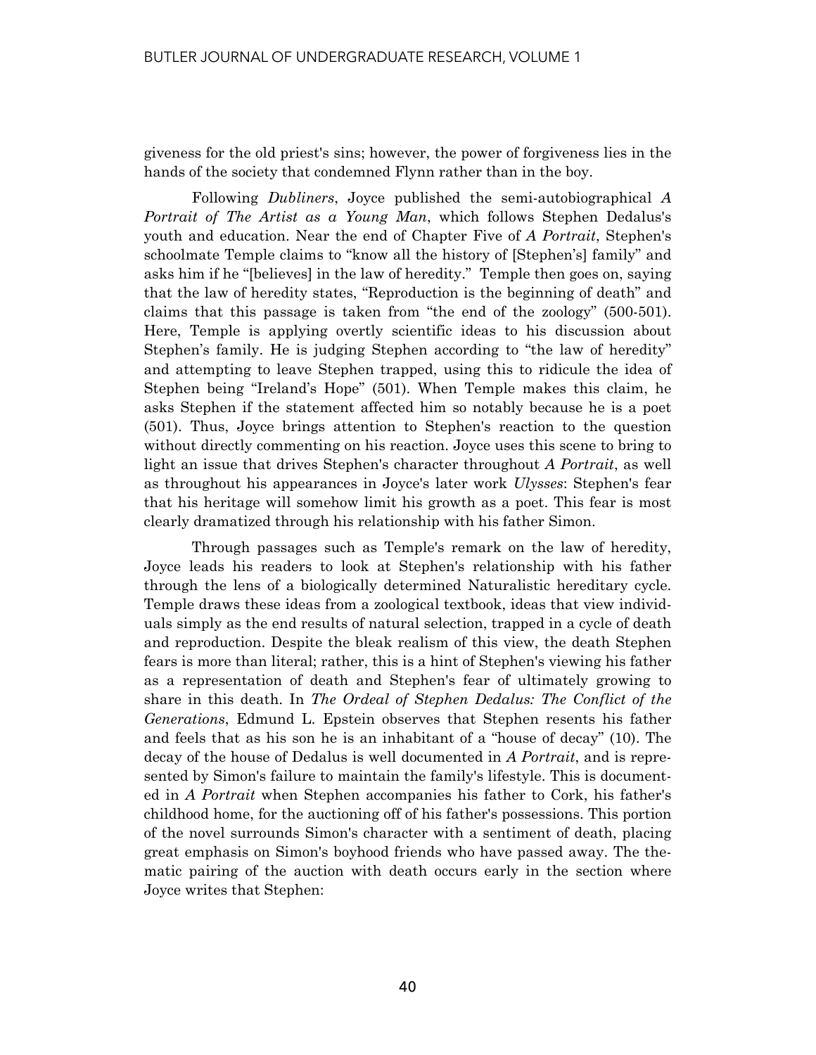giveness for the old priest's sins; however, the power of forgiveness lies in the hands of the society that condemned Flynn rather than in the boy.

Following *Dubliners*, Joyce published the semi-autobiographical *A Portrait of The Artist as a Young Man*, which follows Stephen Dedalus's youth and education. Near the end of Chapter Five of *A Portrait*, Stephen's schoolmate Temple claims to "know all the history of [Stephen's] family" and asks him if he "[believes] in the law of heredity." Temple then goes on, saying that the law of heredity states, "Reproduction is the beginning of death" and claims that this passage is taken from "the end of the zoology" (500-501). Here, Temple is applying overtly scientific ideas to his discussion about Stephen's family. He is judging Stephen according to "the law of heredity" and attempting to leave Stephen trapped, using this to ridicule the idea of Stephen being "Ireland's Hope" (501). When Temple makes this claim, he asks Stephen if the statement affected him so notably because he is a poet (501). Thus, Joyce brings attention to Stephen's reaction to the question without directly commenting on his reaction. Joyce uses this scene to bring to light an issue that drives Stephen's character throughout *A Portrait*, as well as throughout his appearances in Joyce's later work *Ulysses*: Stephen's fear that his heritage will somehow limit his growth as a poet. This fear is most clearly dramatized through his relationship with his father Simon.

Through passages such as Temple's remark on the law of heredity, Joyce leads his readers to look at Stephen's relationship with his father through the lens of a biologically determined Naturalistic hereditary cycle. Temple draws these ideas from a zoological textbook, ideas that view individuals simply as the end results of natural selection, trapped in a cycle of death and reproduction. Despite the bleak realism of this view, the death Stephen fears is more than literal; rather, this is a hint of Stephen's viewing his father as a representation of death and Stephen's fear of ultimately growing to share in this death. In *The Ordeal of Stephen Dedalus: The Conflict of the Generations*, Edmund L. Epstein observes that Stephen resents his father and feels that as his son he is an inhabitant of a "house of decay" (10). The decay of the house of Dedalus is well documented in *A Portrait*, and is represented by Simon's failure to maintain the family's lifestyle. This is documented in *A Portrait* when Stephen accompanies his father to Cork, his father's childhood home, for the auctioning off of his father's possessions. This portion of the novel surrounds Simon's character with a sentiment of death, placing great emphasis on Simon's boyhood friends who have passed away. The thematic pairing of the auction with death occurs early in the section where Joyce writes that Stephen: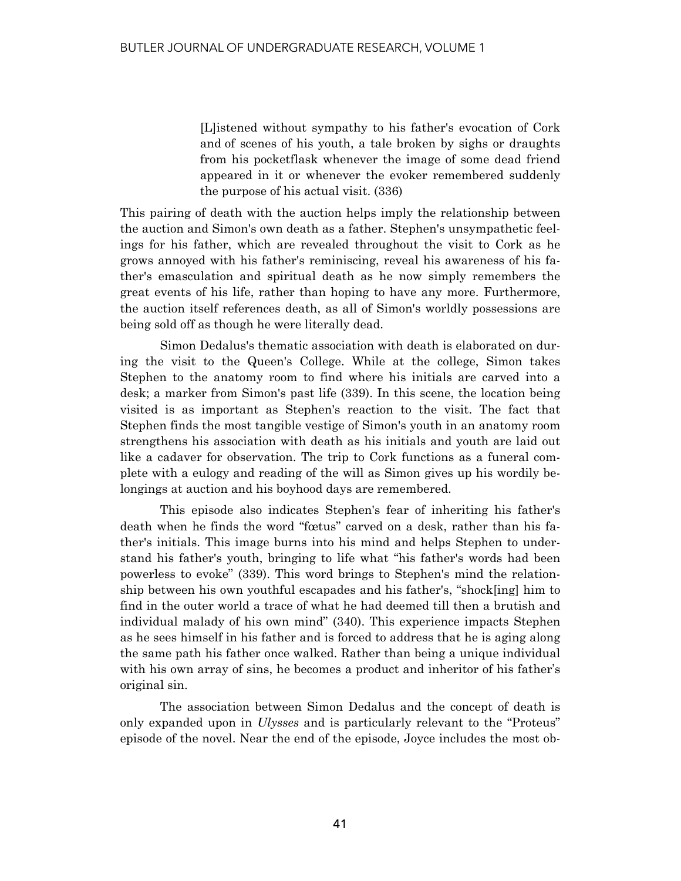> [L]istened without sympathy to his father's evocation of Cork and of scenes of his youth, a tale broken by sighs or draughts from his pocketflask whenever the image of some dead friend appeared in it or whenever the evoker remembered suddenly the purpose of his actual visit. (336)

This pairing of death with the auction helps imply the relationship between the auction and Simon's own death as a father. Stephen's unsympathetic feelings for his father, which are revealed throughout the visit to Cork as he grows annoyed with his father's reminiscing, reveal his awareness of his father's emasculation and spiritual death as he now simply remembers the great events of his life, rather than hoping to have any more. Furthermore, the auction itself references death, as all of Simon's worldly possessions are being sold off as though he were literally dead.

Simon Dedalus's thematic association with death is elaborated on during the visit to the Queen's College. While at the college, Simon takes Stephen to the anatomy room to find where his initials are carved into a desk; a marker from Simon's past life (339). In this scene, the location being visited is as important as Stephen's reaction to the visit. The fact that Stephen finds the most tangible vestige of Simon's youth in an anatomy room strengthens his association with death as his initials and youth are laid out like a cadaver for observation. The trip to Cork functions as a funeral complete with a eulogy and reading of the will as Simon gives up his wordily belongings at auction and his boyhood days are remembered.

This episode also indicates Stephen's fear of inheriting his father's death when he finds the word "fœtus" carved on a desk, rather than his father's initials. This image burns into his mind and helps Stephen to understand his father's youth, bringing to life what "his father's words had been powerless to evoke" (339). This word brings to Stephen's mind the relationship between his own youthful escapades and his father's, "shock[ing] him to find in the outer world a trace of what he had deemed till then a brutish and individual malady of his own mind" (340). This experience impacts Stephen as he sees himself in his father and is forced to address that he is aging along the same path his father once walked. Rather than being a unique individual with his own array of sins, he becomes a product and inheritor of his father's original sin.

The association between Simon Dedalus and the concept of death is only expanded upon in *Ulysses* and is particularly relevant to the "Proteus" episode of the novel. Near the end of the episode, Joyce includes the most ob-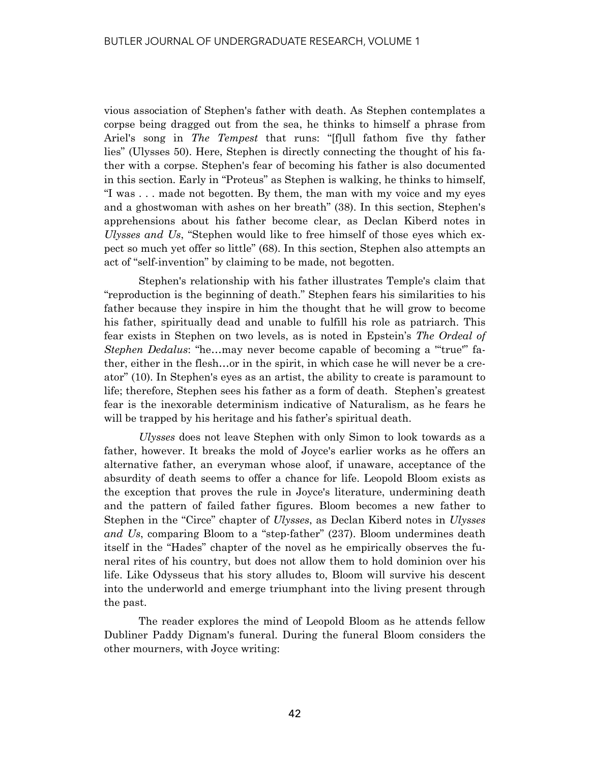vious association of Stephen's father with death. As Stephen contemplates a corpse being dragged out from the sea, he thinks to himself a phrase from Ariel's song in *The Tempest* that runs: "[f]ull fathom five thy father lies" (Ulysses 50). Here, Stephen is directly connecting the thought of his father with a corpse. Stephen's fear of becoming his father is also documented in this section. Early in "Proteus" as Stephen is walking, he thinks to himself, "I was . . . made not begotten. By them, the man with my voice and my eyes and a ghostwoman with ashes on her breath" (38). In this section, Stephen's apprehensions about his father become clear, as Declan Kiberd notes in *Ulysses and Us*, "Stephen would like to free himself of those eyes which expect so much yet offer so little" (68). In this section, Stephen also attempts an act of "self-invention" by claiming to be made, not begotten.

Stephen's relationship with his father illustrates Temple's claim that "reproduction is the beginning of death." Stephen fears his similarities to his father because they inspire in him the thought that he will grow to become his father, spiritually dead and unable to fulfill his role as patriarch. This fear exists in Stephen on two levels, as is noted in Epstein's *The Ordeal of Stephen Dedalus*: "he…may never become capable of becoming a '"true"' father, either in the flesh…or in the spirit, in which case he will never be a creator" (10). In Stephen's eyes as an artist, the ability to create is paramount to life; therefore, Stephen sees his father as a form of death. Stephen's greatest fear is the inexorable determinism indicative of Naturalism, as he fears he will be trapped by his heritage and his father's spiritual death.

*Ulysses* does not leave Stephen with only Simon to look towards as a father, however. It breaks the mold of Joyce's earlier works as he offers an alternative father, an everyman whose aloof, if unaware, acceptance of the absurdity of death seems to offer a chance for life. Leopold Bloom exists as the exception that proves the rule in Joyce's literature, undermining death and the pattern of failed father figures. Bloom becomes a new father to Stephen in the "Circe" chapter of *Ulysses*, as Declan Kiberd notes in *Ulysses and Us*, comparing Bloom to a "step-father" (237). Bloom undermines death itself in the "Hades" chapter of the novel as he empirically observes the funeral rites of his country, but does not allow them to hold dominion over his life. Like Odysseus that his story alludes to, Bloom will survive his descent into the underworld and emerge triumphant into the living present through the past.

The reader explores the mind of Leopold Bloom as he attends fellow Dubliner Paddy Dignam's funeral. During the funeral Bloom considers the other mourners, with Joyce writing: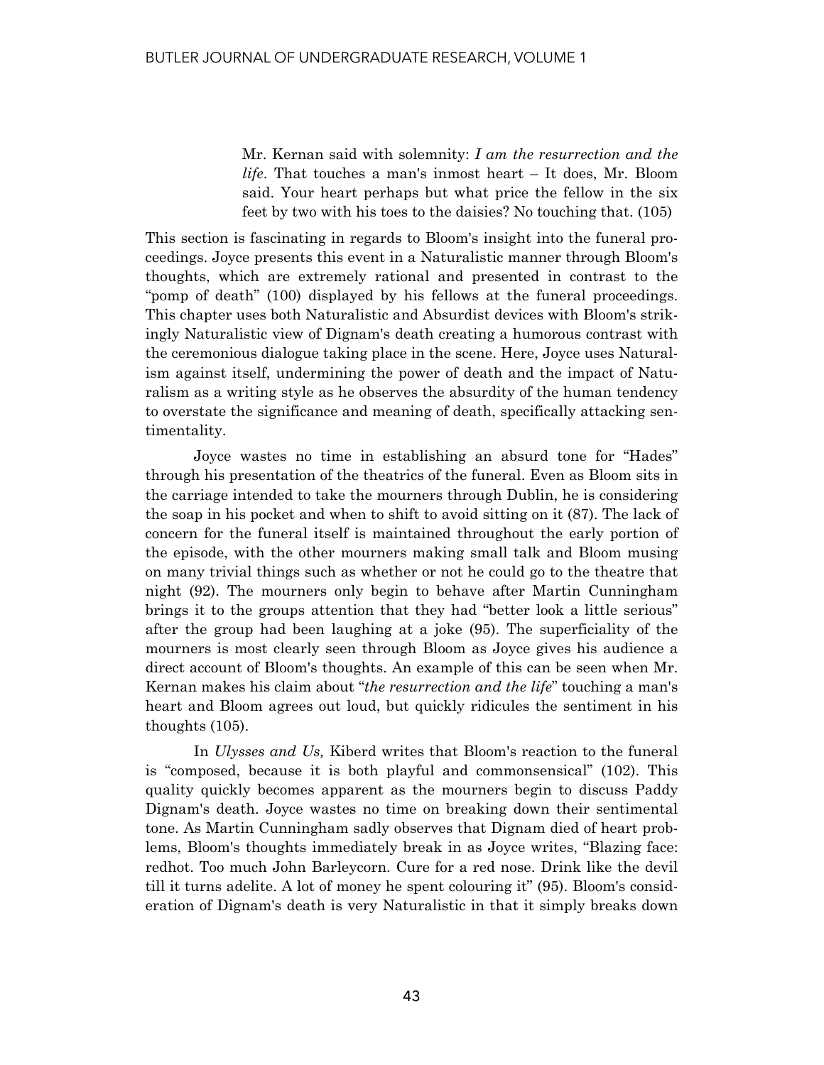> Mr. Kernan said with solemnity: *I am the resurrection and the life*. That touches a man's inmost heart – It does, Mr. Bloom said. Your heart perhaps but what price the fellow in the six feet by two with his toes to the daisies? No touching that. (105)

This section is fascinating in regards to Bloom's insight into the funeral proceedings. Joyce presents this event in a Naturalistic manner through Bloom's thoughts, which are extremely rational and presented in contrast to the "pomp of death" (100) displayed by his fellows at the funeral proceedings. This chapter uses both Naturalistic and Absurdist devices with Bloom's strikingly Naturalistic view of Dignam's death creating a humorous contrast with the ceremonious dialogue taking place in the scene. Here, Joyce uses Naturalism against itself, undermining the power of death and the impact of Naturalism as a writing style as he observes the absurdity of the human tendency to overstate the significance and meaning of death, specifically attacking sentimentality.

Joyce wastes no time in establishing an absurd tone for "Hades" through his presentation of the theatrics of the funeral. Even as Bloom sits in the carriage intended to take the mourners through Dublin, he is considering the soap in his pocket and when to shift to avoid sitting on it (87). The lack of concern for the funeral itself is maintained throughout the early portion of the episode, with the other mourners making small talk and Bloom musing on many trivial things such as whether or not he could go to the theatre that night (92). The mourners only begin to behave after Martin Cunningham brings it to the groups attention that they had "better look a little serious" after the group had been laughing at a joke (95). The superficiality of the mourners is most clearly seen through Bloom as Joyce gives his audience a direct account of Bloom's thoughts. An example of this can be seen when Mr. Kernan makes his claim about "*the resurrection and the life*" touching a man's heart and Bloom agrees out loud, but quickly ridicules the sentiment in his thoughts (105).

In *Ulysses and Us,* Kiberd writes that Bloom's reaction to the funeral is "composed, because it is both playful and commonsensical" (102). This quality quickly becomes apparent as the mourners begin to discuss Paddy Dignam's death. Joyce wastes no time on breaking down their sentimental tone. As Martin Cunningham sadly observes that Dignam died of heart problems, Bloom's thoughts immediately break in as Joyce writes, "Blazing face: redhot. Too much John Barleycorn. Cure for a red nose. Drink like the devil till it turns adelite. A lot of money he spent colouring it" (95). Bloom's consideration of Dignam's death is very Naturalistic in that it simply breaks down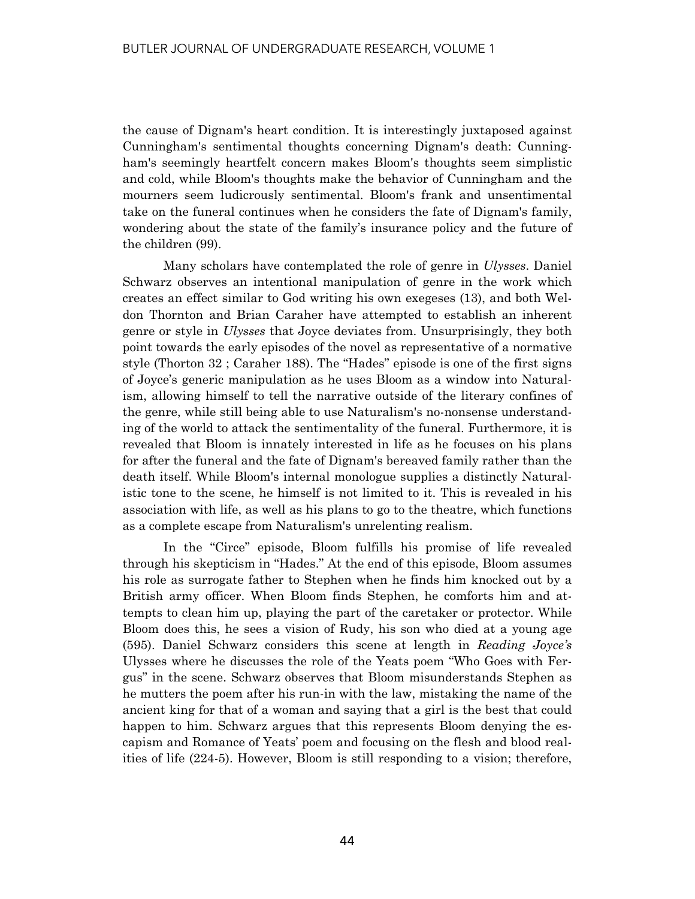the cause of Dignam's heart condition. It is interestingly juxtaposed against Cunningham's sentimental thoughts concerning Dignam's death: Cunningham's seemingly heartfelt concern makes Bloom's thoughts seem simplistic and cold, while Bloom's thoughts make the behavior of Cunningham and the mourners seem ludicrously sentimental. Bloom's frank and unsentimental take on the funeral continues when he considers the fate of Dignam's family, wondering about the state of the family's insurance policy and the future of the children (99).

Many scholars have contemplated the role of genre in *Ulysses*. Daniel Schwarz observes an intentional manipulation of genre in the work which creates an effect similar to God writing his own exegeses (13), and both Weldon Thornton and Brian Caraher have attempted to establish an inherent genre or style in *Ulysses* that Joyce deviates from. Unsurprisingly, they both point towards the early episodes of the novel as representative of a normative style (Thorton 32 ; Caraher 188). The "Hades" episode is one of the first signs of Joyce's generic manipulation as he uses Bloom as a window into Naturalism, allowing himself to tell the narrative outside of the literary confines of the genre, while still being able to use Naturalism's no-nonsense understanding of the world to attack the sentimentality of the funeral. Furthermore, it is revealed that Bloom is innately interested in life as he focuses on his plans for after the funeral and the fate of Dignam's bereaved family rather than the death itself. While Bloom's internal monologue supplies a distinctly Naturalistic tone to the scene, he himself is not limited to it. This is revealed in his association with life, as well as his plans to go to the theatre, which functions as a complete escape from Naturalism's unrelenting realism.

In the "Circe" episode, Bloom fulfills his promise of life revealed through his skepticism in "Hades." At the end of this episode, Bloom assumes his role as surrogate father to Stephen when he finds him knocked out by a British army officer. When Bloom finds Stephen, he comforts him and attempts to clean him up, playing the part of the caretaker or protector. While Bloom does this, he sees a vision of Rudy, his son who died at a young age (595). Daniel Schwarz considers this scene at length in *Reading Joyce's* Ulysses where he discusses the role of the Yeats poem "Who Goes with Fergus" in the scene. Schwarz observes that Bloom misunderstands Stephen as he mutters the poem after his run-in with the law, mistaking the name of the ancient king for that of a woman and saying that a girl is the best that could happen to him. Schwarz argues that this represents Bloom denying the escapism and Romance of Yeats' poem and focusing on the flesh and blood realities of life (224-5). However, Bloom is still responding to a vision; therefore,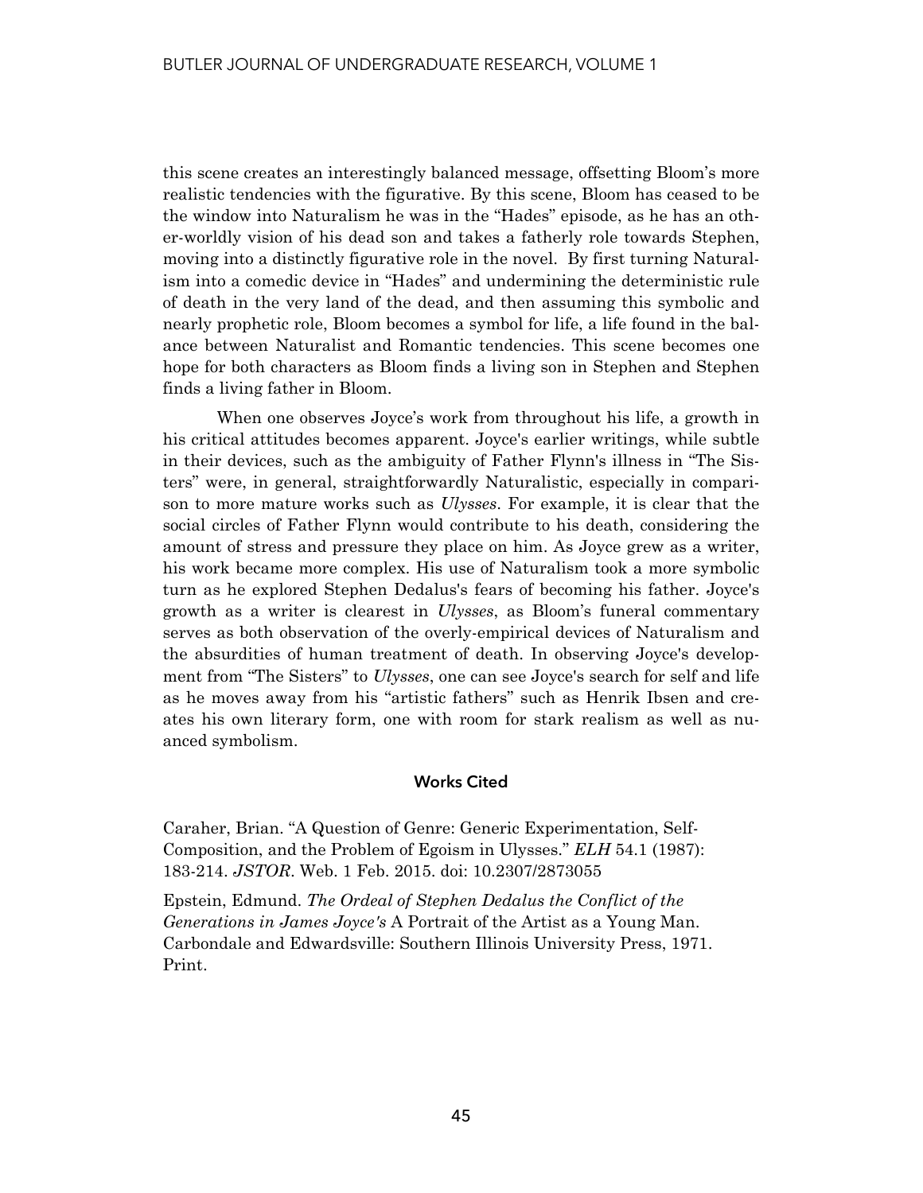this scene creates an interestingly balanced message, offsetting Bloom's more realistic tendencies with the figurative. By this scene, Bloom has ceased to be the window into Naturalism he was in the "Hades" episode, as he has an other-worldly vision of his dead son and takes a fatherly role towards Stephen, moving into a distinctly figurative role in the novel. By first turning Naturalism into a comedic device in "Hades" and undermining the deterministic rule of death in the very land of the dead, and then assuming this symbolic and nearly prophetic role, Bloom becomes a symbol for life, a life found in the balance between Naturalist and Romantic tendencies. This scene becomes one hope for both characters as Bloom finds a living son in Stephen and Stephen finds a living father in Bloom.

When one observes Joyce's work from throughout his life, a growth in his critical attitudes becomes apparent. Joyce's earlier writings, while subtle in their devices, such as the ambiguity of Father Flynn's illness in "The Sisters" were, in general, straightforwardly Naturalistic, especially in comparison to more mature works such as *Ulysses*. For example, it is clear that the social circles of Father Flynn would contribute to his death, considering the amount of stress and pressure they place on him. As Joyce grew as a writer, his work became more complex. His use of Naturalism took a more symbolic turn as he explored Stephen Dedalus's fears of becoming his father. Joyce's growth as a writer is clearest in *Ulysses*, as Bloom's funeral commentary serves as both observation of the overly-empirical devices of Naturalism and the absurdities of human treatment of death. In observing Joyce's development from "The Sisters" to *Ulysses*, one can see Joyce's search for self and life as he moves away from his "artistic fathers" such as Henrik Ibsen and creates his own literary form, one with room for stark realism as well as nuanced symbolism.

## Works Cited

Caraher, Brian. "A Question of Genre: Generic Experimentation, Self-Composition, and the Problem of Egoism in Ulysses." *ELH* 54.1 (1987): 183-214. *JSTOR*. Web. 1 Feb. 2015. doi: 10.2307/2873055

Epstein, Edmund. *The Ordeal of Stephen Dedalus the Conflict of the Generations in James Joyce's* A Portrait of the Artist as a Young Man. Carbondale and Edwardsville: Southern Illinois University Press, 1971. Print.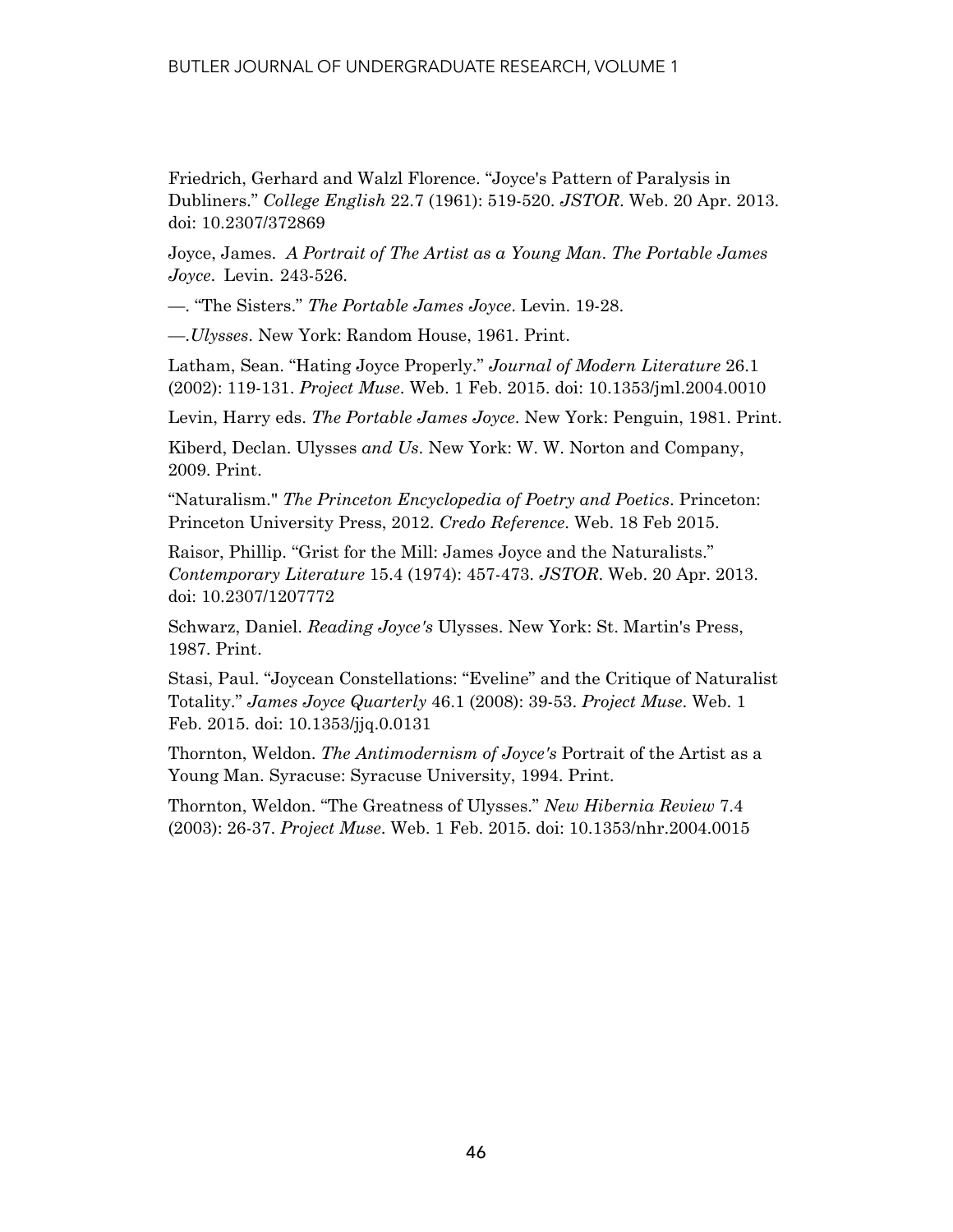Friedrich, Gerhard and Walzl Florence. "Joyce's Pattern of Paralysis in Dubliners." *College English* 22.7 (1961): 519-520. *JSTOR*. Web. 20 Apr. 2013. doi: 10.2307/372869

Joyce, James. *A Portrait of The Artist as a Young Man*. *The Portable James Joyce*. Levin. 243-526.

—. "The Sisters." *The Portable James Joyce*. Levin. 19-28.

—.*Ulysses*. New York: Random House, 1961. Print.

Latham, Sean. "Hating Joyce Properly." *Journal of Modern Literature* 26.1 (2002): 119-131. *Project Muse*. Web. 1 Feb. 2015. doi: 10.1353/jml.2004.0010

Levin, Harry eds. *The Portable James Joyce*. New York: Penguin, 1981. Print.

Kiberd, Declan. Ulysses *and Us*. New York: W. W. Norton and Company, 2009. Print.

"Naturalism." *The Princeton Encyclopedia of Poetry and Poetics*. Princeton: Princeton University Press, 2012. *Credo Reference*. Web. 18 Feb 2015.

Raisor, Phillip. "Grist for the Mill: James Joyce and the Naturalists." *Contemporary Literature* 15.4 (1974): 457-473. *JSTOR*. Web. 20 Apr. 2013. doi: 10.2307/1207772

Schwarz, Daniel. *Reading Joyce's* Ulysses. New York: St. Martin's Press, 1987. Print.

Stasi, Paul. "Joycean Constellations: "Eveline" and the Critique of Naturalist Totality." *James Joyce Quarterly* 46.1 (2008): 39-53. *Project Muse*. Web. 1 Feb. 2015. doi: 10.1353/jjq.0.0131

Thornton, Weldon. *The Antimodernism of Joyce's* Portrait of the Artist as a Young Man. Syracuse: Syracuse University, 1994. Print.

Thornton, Weldon. "The Greatness of Ulysses." *New Hibernia Review* 7.4 (2003): 26-37. *Project Muse*. Web. 1 Feb. 2015. doi: 10.1353/nhr.2004.0015